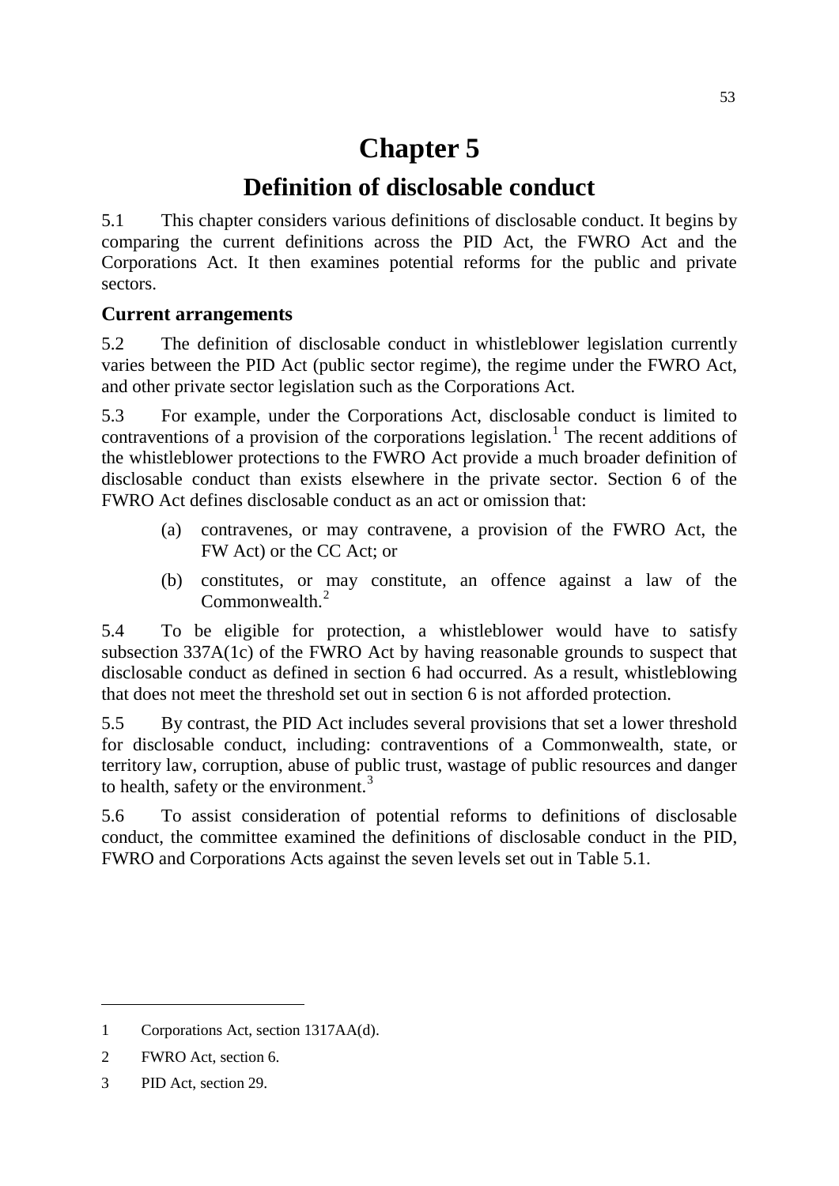# Chapter 5

## Definition of disclosable conduct

5.1 This chapter considers various definitions of disclosable conduct. It begins by comparing the current definitions across the PID Act, the FWRO Act and the Corporations Act. It then examines potential reforms for the public and private sectors.

### Current arrangements

5.2 The definition of disclosable conduct in whistleblower legislation currently varies between the PID Act (public sector regime), the regime under the FWRO Act, and other private sector legislation such as the Corporations Act.

5.3 For example, under the Corporations Act, disclosable conduct is limited to contraventions of a provision of the corporations legislation.[1] The recent additions of the whistleblower protections to the FWRO Act provide a much broader definition of disclosable conduct than exists elsewhere in the private sector. Section 6 of the FWRO Act defines disclosable conduct as an act or omission that:

> (a) contravenes, or may contravene, a provision of the FWRO Act, the FW Act) or the CC Act; or
>
> (b) constitutes, or may constitute, an offence against a law of the Commonwealth.[2]

5.4 To be eligible for protection, a whistleblower would have to satisfy subsection 337A(1c) of the FWRO Act by having reasonable grounds to suspect that disclosable conduct as defined in section 6 had occurred. As a result, whistleblowing that does not meet the threshold set out in section 6 is not afforded protection.

5.5 By contrast, the PID Act includes several provisions that set a lower threshold for disclosable conduct, including: contraventions of a Commonwealth, state, or territory law, corruption, abuse of public trust, wastage of public resources and danger to health, safety or the environment.[3]

5.6 To assist consideration of potential reforms to definitions of disclosable conduct, the committee examined the definitions of disclosable conduct in the PID, FWRO and Corporations Acts against the seven levels set out in Table 5.1.

---

1 Corporations Act, section 1317AA(d).

2 FWRO Act, section 6.

3 PID Act, section 29.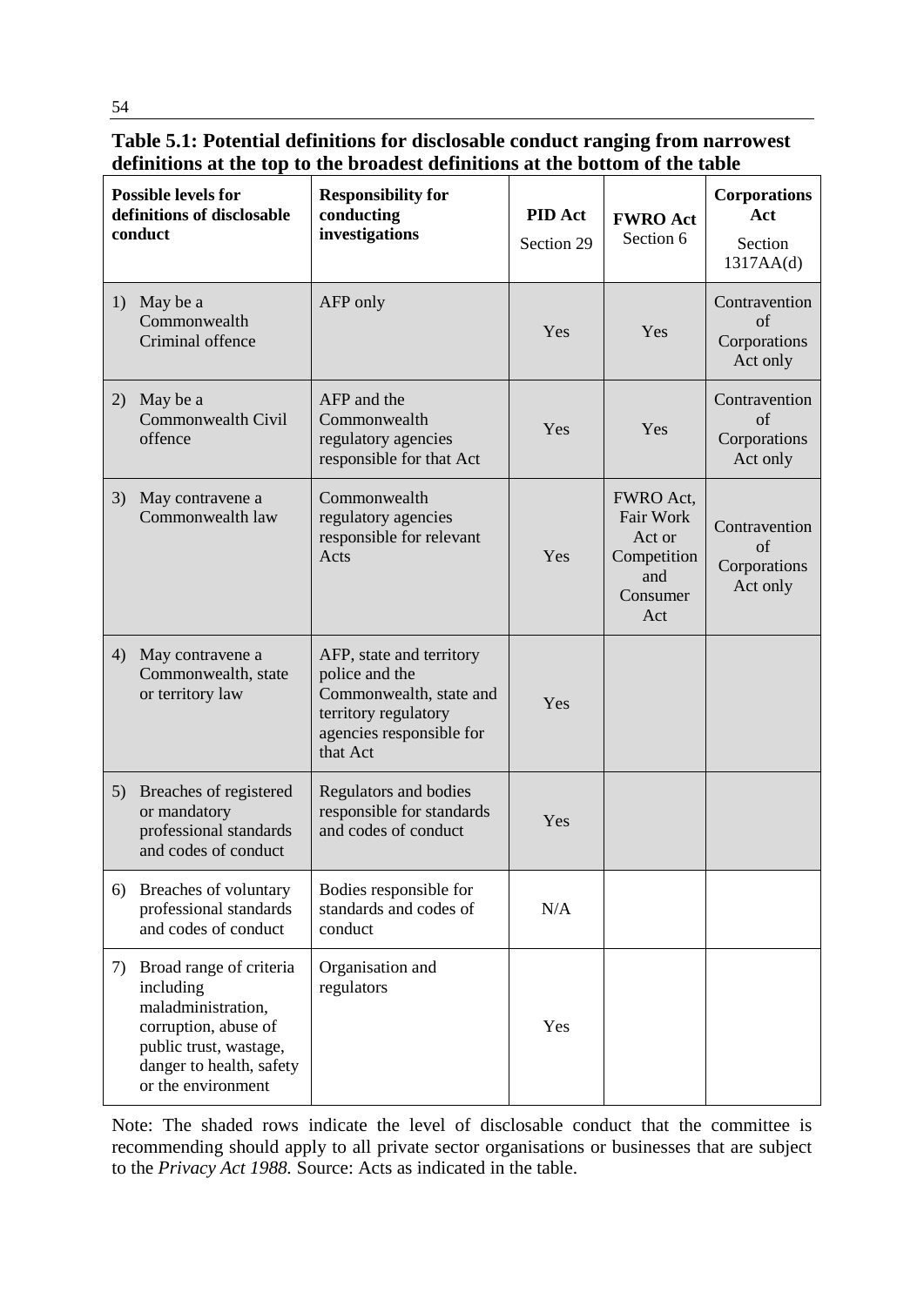**Table 5.1: Potential definitions for disclosable conduct ranging from narrowest definitions at the top to the broadest definitions at the bottom of the table**

| Possible levels for definitions of disclosable conduct | Responsibility for conducting investigations | PID Act Section 29 | FWRO Act Section 6 | Corporations Act Section 1317AA(d) |
|---|---|---|---|---|
| 1) May be a Commonwealth Criminal offence | AFP only | Yes | Yes | Contravention of Corporations Act only |
| 2) May be a Commonwealth Civil offence | AFP and the Commonwealth regulatory agencies responsible for that Act | Yes | Yes | Contravention of Corporations Act only |
| 3) May contravene a Commonwealth law | Commonwealth regulatory agencies responsible for relevant Acts | Yes | FWRO Act, Fair Work Act or Competition and Consumer Act | Contravention of Corporations Act only |
| 4) May contravene a Commonwealth, state or territory law | AFP, state and territory police and the Commonwealth, state and territory regulatory agencies responsible for that Act | Yes | | |
| 5) Breaches of registered or mandatory professional standards and codes of conduct | Regulators and bodies responsible for standards and codes of conduct | Yes | | |
| 6) Breaches of voluntary professional standards and codes of conduct | Bodies responsible for standards and codes of conduct | N/A | | |
| 7) Broad range of criteria including maladministration, corruption, abuse of public trust, wastage, danger to health, safety or the environment | Organisation and regulators | Yes | | |

Note: The shaded rows indicate the level of disclosable conduct that the committee is recommending should apply to all private sector organisations or businesses that are subject to the *Privacy Act 1988.* Source: Acts as indicated in the table.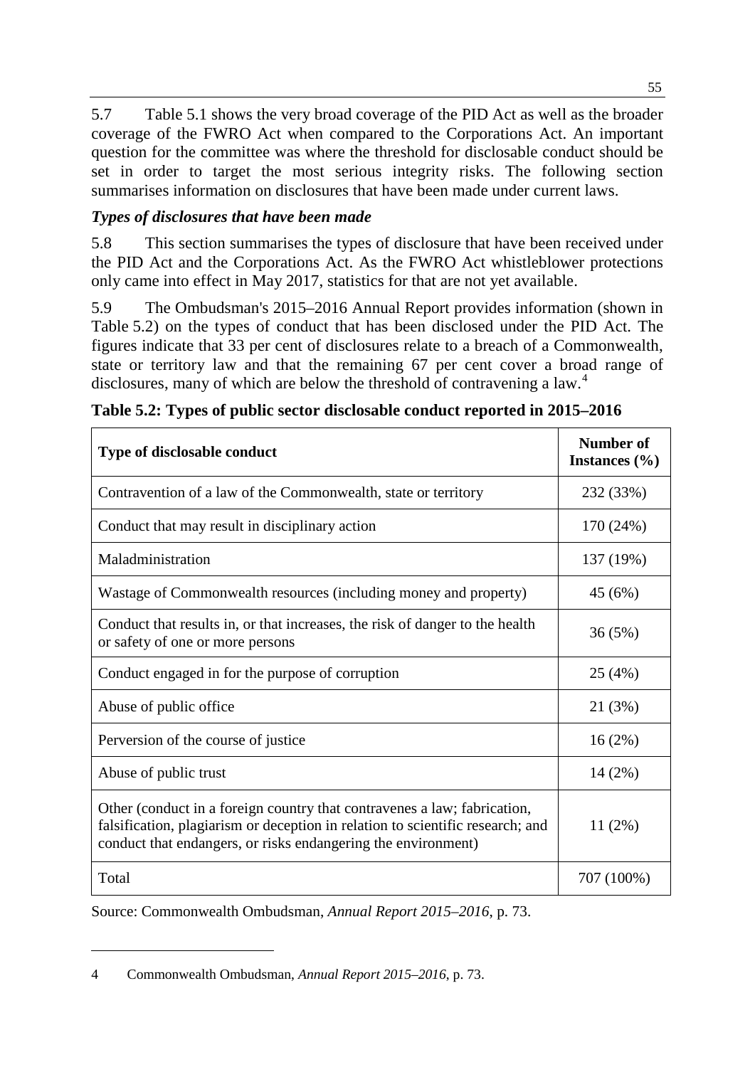5.7 Table 5.1 shows the very broad coverage of the PID Act as well as the broader coverage of the FWRO Act when compared to the Corporations Act. An important question for the committee was where the threshold for disclosable conduct should be set in order to target the most serious integrity risks. The following section summarises information on disclosures that have been made under current laws.

### *Types of disclosures that have been made*

5.8 This section summarises the types of disclosure that have been received under the PID Act and the Corporations Act. As the FWRO Act whistleblower protections only came into effect in May 2017, statistics for that are not yet available.

5.9 The Ombudsman's 2015–2016 Annual Report provides information (shown in Table 5.2) on the types of conduct that has been disclosed under the PID Act. The figures indicate that 33 per cent of disclosures relate to a breach of a Commonwealth, state or territory law and that the remaining 67 per cent cover a broad range of disclosures, many of which are below the threshold of contravening a law.[4]

**Table 5.2: Types of public sector disclosable conduct reported in 2015–2016**

| Type of disclosable conduct | Number of Instances (%) |
|---|---|
| Contravention of a law of the Commonwealth, state or territory | 232 (33%) |
| Conduct that may result in disciplinary action | 170 (24%) |
| Maladministration | 137 (19%) |
| Wastage of Commonwealth resources (including money and property) | 45 (6%) |
| Conduct that results in, or that increases, the risk of danger to the health or safety of one or more persons | 36 (5%) |
| Conduct engaged in for the purpose of corruption | 25 (4%) |
| Abuse of public office | 21 (3%) |
| Perversion of the course of justice | 16 (2%) |
| Abuse of public trust | 14 (2%) |
| Other (conduct in a foreign country that contravenes a law; fabrication, falsification, plagiarism or deception in relation to scientific research; and conduct that endangers, or risks endangering the environment) | 11 (2%) |
| Total | 707 (100%) |

Source: Commonwealth Ombudsman, *Annual Report 2015–2016*, p. 73.

---

4 Commonwealth Ombudsman, *Annual Report 2015–2016*, p. 73.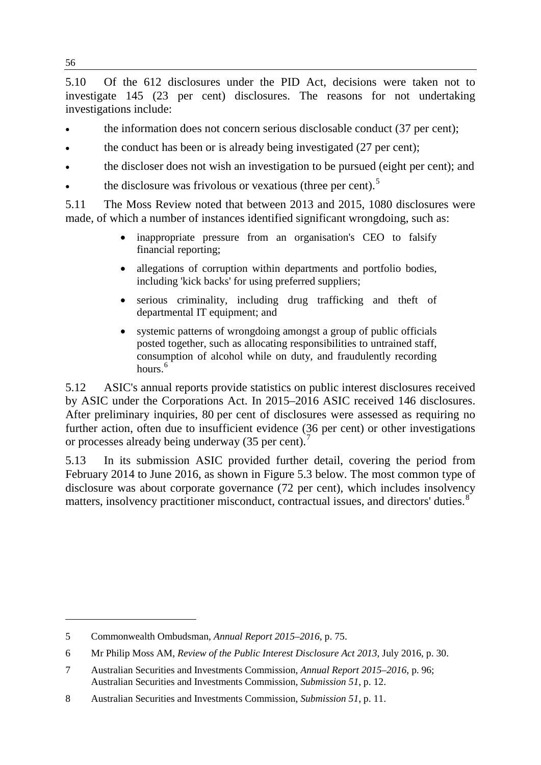5.10 Of the 612 disclosures under the PID Act, decisions were taken not to investigate 145 (23 per cent) disclosures. The reasons for not undertaking investigations include:

- the information does not concern serious disclosable conduct (37 per cent);
- the conduct has been or is already being investigated (27 per cent);
- the discloser does not wish an investigation to be pursued (eight per cent); and
- the disclosure was frivolous or vexatious (three per cent).[5]

5.11 The Moss Review noted that between 2013 and 2015, 1080 disclosures were made, of which a number of instances identified significant wrongdoing, such as:

> - inappropriate pressure from an organisation's CEO to falsify financial reporting;
> - allegations of corruption within departments and portfolio bodies, including 'kick backs' for using preferred suppliers;
> - serious criminality, including drug trafficking and theft of departmental IT equipment; and
> - systemic patterns of wrongdoing amongst a group of public officials posted together, such as allocating responsibilities to untrained staff, consumption of alcohol while on duty, and fraudulently recording hours.[6]

5.12 ASIC's annual reports provide statistics on public interest disclosures received by ASIC under the Corporations Act. In 2015–2016 ASIC received 146 disclosures. After preliminary inquiries, 80 per cent of disclosures were assessed as requiring no further action, often due to insufficient evidence (36 per cent) or other investigations or processes already being underway (35 per cent).[7]

5.13 In its submission ASIC provided further detail, covering the period from February 2014 to June 2016, as shown in Figure 5.3 below. The most common type of disclosure was about corporate governance (72 per cent), which includes insolvency matters, insolvency practitioner misconduct, contractual issues, and directors' duties.[8]

---

5 Commonwealth Ombudsman, *Annual Report 2015–2016*, p. 75.

6 Mr Philip Moss AM, *Review of the Public Interest Disclosure Act 2013*, July 2016, p. 30.

7 Australian Securities and Investments Commission, *Annual Report 2015–2016*, p. 96; Australian Securities and Investments Commission, *Submission 51*, p. 12.

8 Australian Securities and Investments Commission, *Submission 51*, p. 11.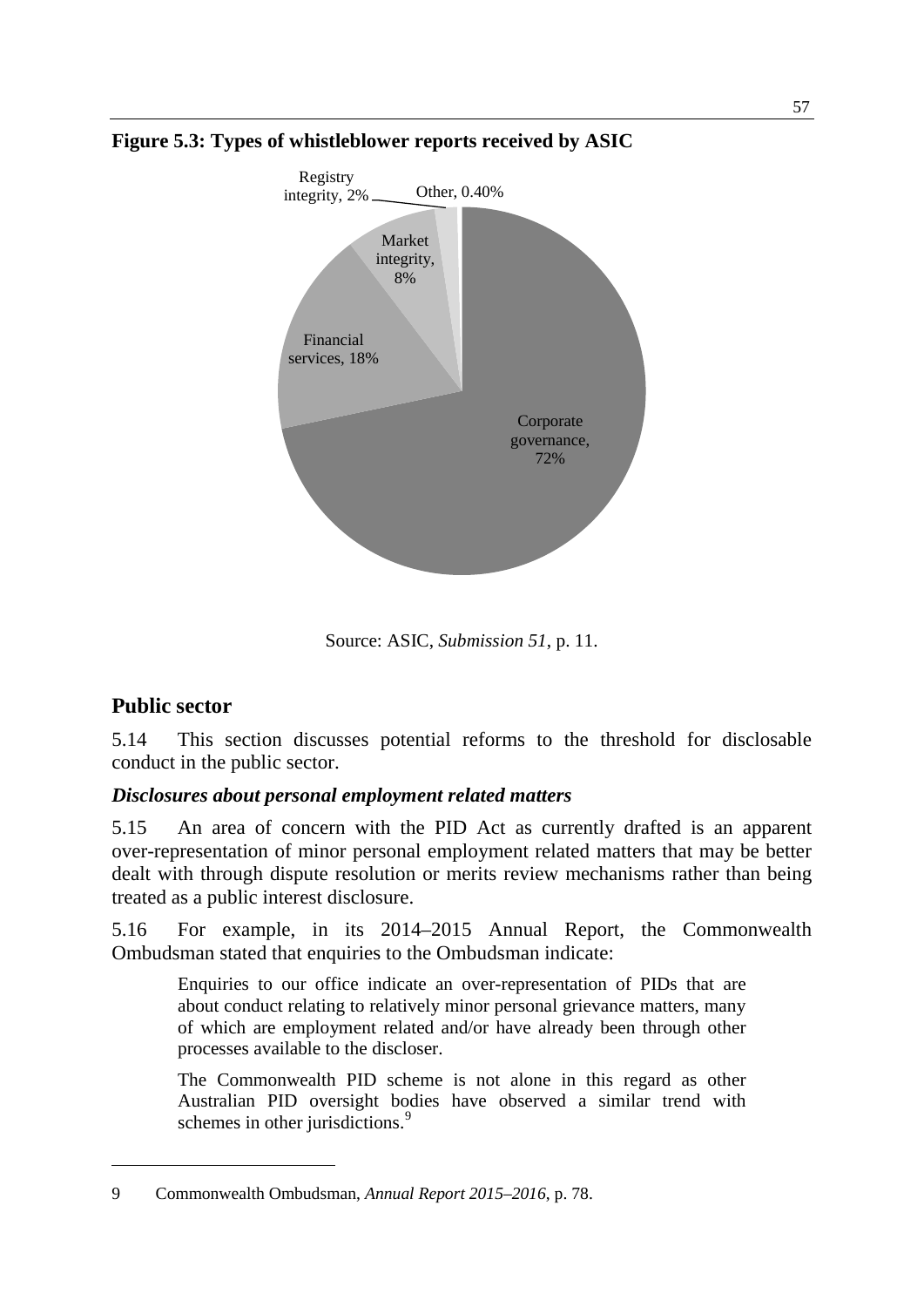**Figure 5.3: Types of whistleblower reports received by ASIC**

Registry integrity, 2%

Other, 0.40%

Market integrity, 8%

Financial services, 18%

Corporate governance, 72%

Source: ASIC, *Submission 51*, p. 11.

## Public sector

5.14 This section discusses potential reforms to the threshold for disclosable conduct in the public sector.

### *Disclosures about personal employment related matters*

5.15 An area of concern with the PID Act as currently drafted is an apparent over-representation of minor personal employment related matters that may be better dealt with through dispute resolution or merits review mechanisms rather than being treated as a public interest disclosure.

5.16 For example, in its 2014–2015 Annual Report, the Commonwealth Ombudsman stated that enquiries to the Ombudsman indicate:

> Enquiries to our office indicate an over-representation of PIDs that are about conduct relating to relatively minor personal grievance matters, many of which are employment related and/or have already been through other processes available to the discloser.
>
> The Commonwealth PID scheme is not alone in this regard as other Australian PID oversight bodies have observed a similar trend with schemes in other jurisdictions.[9]

---

9 Commonwealth Ombudsman, *Annual Report 2015–2016*, p. 78.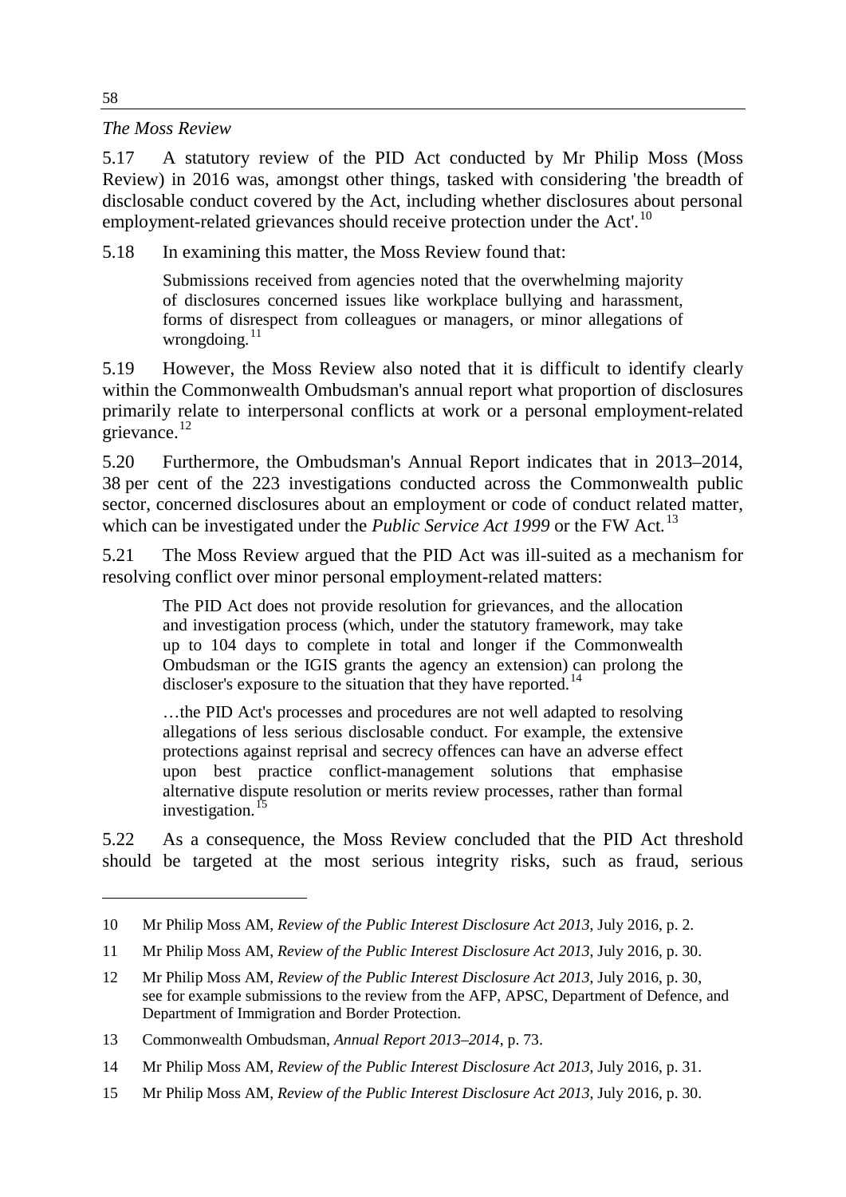*The Moss Review*

5.17 A statutory review of the PID Act conducted by Mr Philip Moss (Moss Review) in 2016 was, amongst other things, tasked with considering 'the breadth of disclosable conduct covered by the Act, including whether disclosures about personal employment-related grievances should receive protection under the Act'.[10]

5.18 In examining this matter, the Moss Review found that:

> Submissions received from agencies noted that the overwhelming majority of disclosures concerned issues like workplace bullying and harassment, forms of disrespect from colleagues or managers, or minor allegations of wrongdoing.[11]

5.19 However, the Moss Review also noted that it is difficult to identify clearly within the Commonwealth Ombudsman's annual report what proportion of disclosures primarily relate to interpersonal conflicts at work or a personal employment-related grievance.[12]

5.20 Furthermore, the Ombudsman's Annual Report indicates that in 2013–2014, 38 per cent of the 223 investigations conducted across the Commonwealth public sector, concerned disclosures about an employment or code of conduct related matter, which can be investigated under the *Public Service Act 1999* or the FW Act.[13]

5.21 The Moss Review argued that the PID Act was ill-suited as a mechanism for resolving conflict over minor personal employment-related matters:

> The PID Act does not provide resolution for grievances, and the allocation and investigation process (which, under the statutory framework, may take up to 104 days to complete in total and longer if the Commonwealth Ombudsman or the IGIS grants the agency an extension) can prolong the discloser's exposure to the situation that they have reported.[14]
>
> …the PID Act's processes and procedures are not well adapted to resolving allegations of less serious disclosable conduct. For example, the extensive protections against reprisal and secrecy offences can have an adverse effect upon best practice conflict-management solutions that emphasise alternative dispute resolution or merits review processes, rather than formal investigation.[15]

5.22 As a consequence, the Moss Review concluded that the PID Act threshold should be targeted at the most serious integrity risks, such as fraud, serious

---

10 Mr Philip Moss AM, *Review of the Public Interest Disclosure Act 2013*, July 2016, p. 2.

11 Mr Philip Moss AM, *Review of the Public Interest Disclosure Act 2013*, July 2016, p. 30.

12 Mr Philip Moss AM, *Review of the Public Interest Disclosure Act 2013*, July 2016, p. 30, see for example submissions to the review from the AFP, APSC, Department of Defence, and Department of Immigration and Border Protection.

13 Commonwealth Ombudsman, *Annual Report 2013–2014*, p. 73.

14 Mr Philip Moss AM, *Review of the Public Interest Disclosure Act 2013*, July 2016, p. 31.

15 Mr Philip Moss AM, *Review of the Public Interest Disclosure Act 2013*, July 2016, p. 30.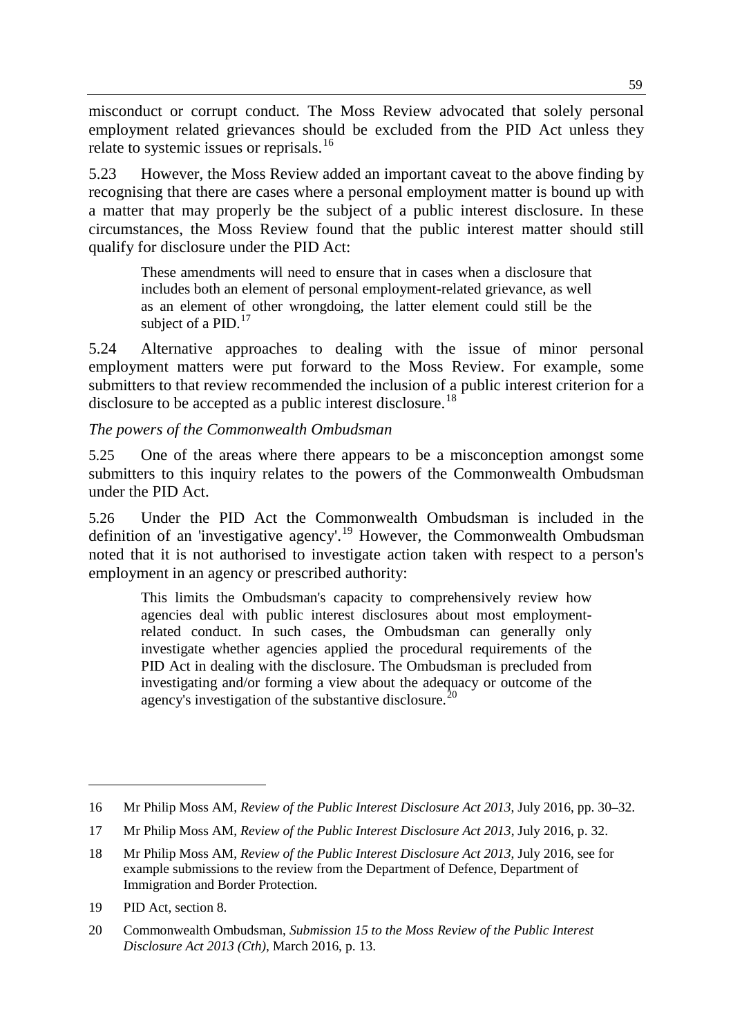misconduct or corrupt conduct. The Moss Review advocated that solely personal employment related grievances should be excluded from the PID Act unless they relate to systemic issues or reprisals.[16]

5.23 However, the Moss Review added an important caveat to the above finding by recognising that there are cases where a personal employment matter is bound up with a matter that may properly be the subject of a public interest disclosure. In these circumstances, the Moss Review found that the public interest matter should still qualify for disclosure under the PID Act:

> These amendments will need to ensure that in cases when a disclosure that includes both an element of personal employment-related grievance, as well as an element of other wrongdoing, the latter element could still be the subject of a PID.[17]

5.24 Alternative approaches to dealing with the issue of minor personal employment matters were put forward to the Moss Review. For example, some submitters to that review recommended the inclusion of a public interest criterion for a disclosure to be accepted as a public interest disclosure.[18]

*The powers of the Commonwealth Ombudsman*

5.25 One of the areas where there appears to be a misconception amongst some submitters to this inquiry relates to the powers of the Commonwealth Ombudsman under the PID Act.

5.26 Under the PID Act the Commonwealth Ombudsman is included in the definition of an 'investigative agency'.[19] However, the Commonwealth Ombudsman noted that it is not authorised to investigate action taken with respect to a person's employment in an agency or prescribed authority:

> This limits the Ombudsman's capacity to comprehensively review how agencies deal with public interest disclosures about most employment-related conduct. In such cases, the Ombudsman can generally only investigate whether agencies applied the procedural requirements of the PID Act in dealing with the disclosure. The Ombudsman is precluded from investigating and/or forming a view about the adequacy or outcome of the agency's investigation of the substantive disclosure.[20]

---

16 Mr Philip Moss AM, *Review of the Public Interest Disclosure Act 2013*, July 2016, pp. 30–32.

17 Mr Philip Moss AM, *Review of the Public Interest Disclosure Act 2013*, July 2016, p. 32.

18 Mr Philip Moss AM, *Review of the Public Interest Disclosure Act 2013*, July 2016, see for example submissions to the review from the Department of Defence, Department of Immigration and Border Protection.

19 PID Act, section 8.

20 Commonwealth Ombudsman, *Submission 15 to the Moss Review of the Public Interest Disclosure Act 2013 (Cth)*, March 2016, p. 13.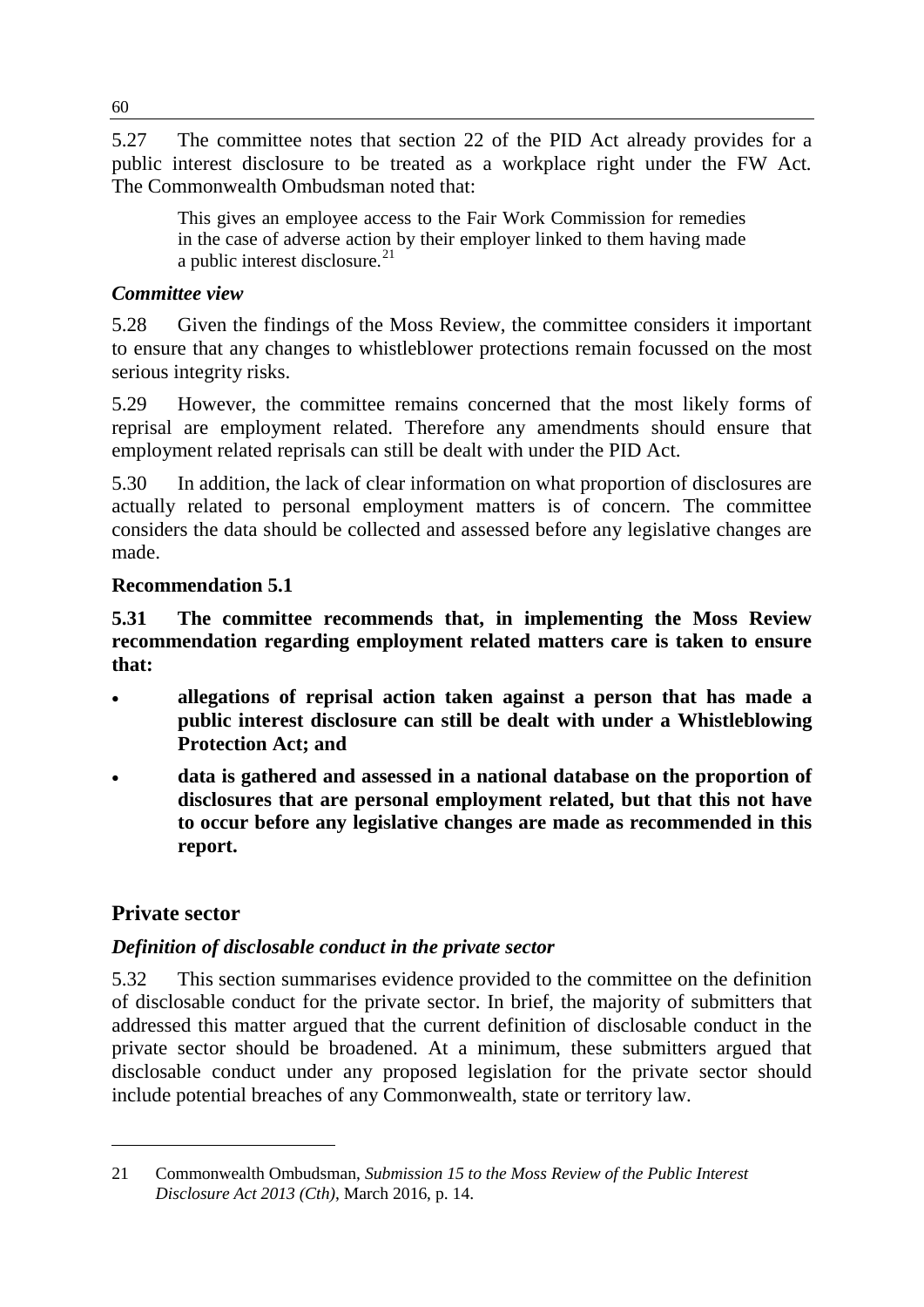5.27 The committee notes that section 22 of the PID Act already provides for a public interest disclosure to be treated as a workplace right under the FW Act. The Commonwealth Ombudsman noted that:

> This gives an employee access to the Fair Work Commission for remedies in the case of adverse action by their employer linked to them having made a public interest disclosure.[21]

### *Committee view*

5.28 Given the findings of the Moss Review, the committee considers it important to ensure that any changes to whistleblower protections remain focussed on the most serious integrity risks.

5.29 However, the committee remains concerned that the most likely forms of reprisal are employment related. Therefore any amendments should ensure that employment related reprisals can still be dealt with under the PID Act.

5.30 In addition, the lack of clear information on what proportion of disclosures are actually related to personal employment matters is of concern. The committee considers the data should be collected and assessed before any legislative changes are made.

### Recommendation 5.1

**5.31 The committee recommends that, in implementing the Moss Review recommendation regarding employment related matters care is taken to ensure that:**

- **allegations of reprisal action taken against a person that has made a public interest disclosure can still be dealt with under a Whistleblowing Protection Act; and**
- **data is gathered and assessed in a national database on the proportion of disclosures that are personal employment related, but that this not have to occur before any legislative changes are made as recommended in this report.**

## Private sector

### *Definition of disclosable conduct in the private sector*

5.32 This section summarises evidence provided to the committee on the definition of disclosable conduct for the private sector. In brief, the majority of submitters that addressed this matter argued that the current definition of disclosable conduct in the private sector should be broadened. At a minimum, these submitters argued that disclosable conduct under any proposed legislation for the private sector should include potential breaches of any Commonwealth, state or territory law.

---

21 Commonwealth Ombudsman, *Submission 15 to the Moss Review of the Public Interest Disclosure Act 2013 (Cth)*, March 2016, p. 14.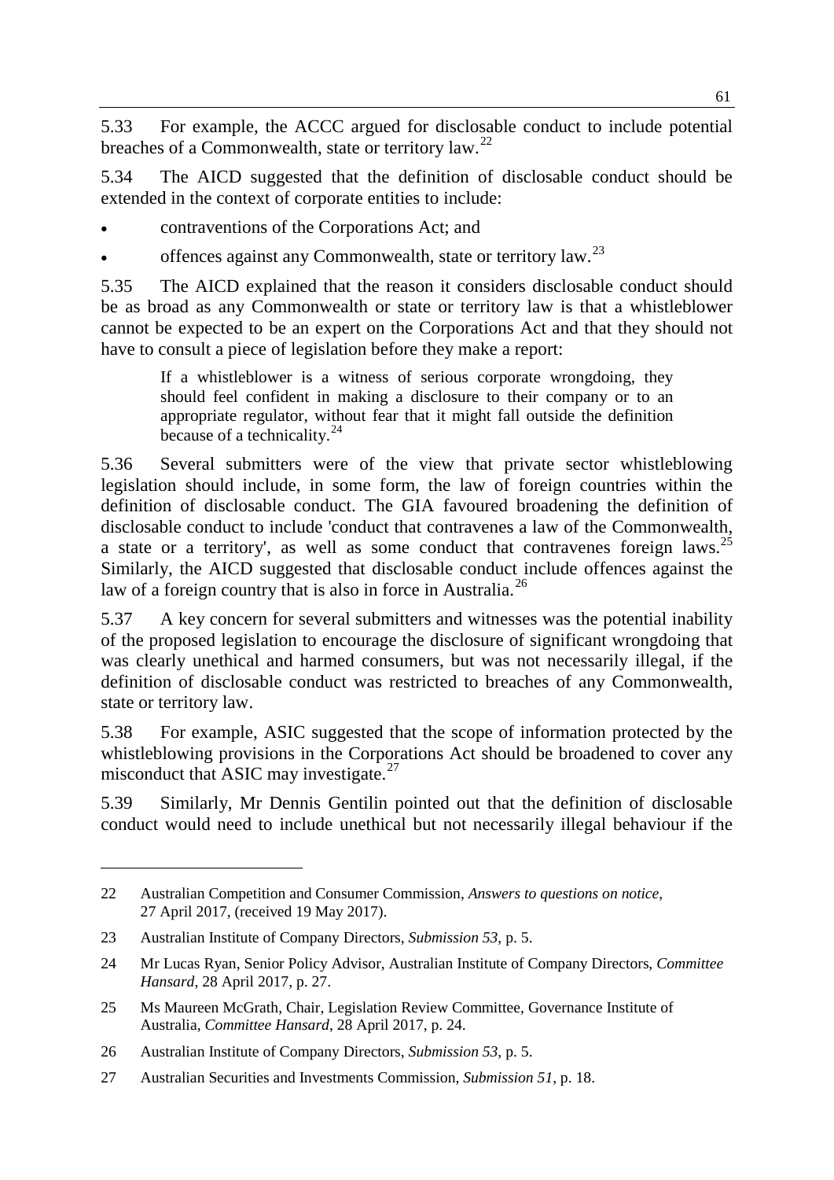5.33 For example, the ACCC argued for disclosable conduct to include potential breaches of a Commonwealth, state or territory law.[22]

5.34 The AICD suggested that the definition of disclosable conduct should be extended in the context of corporate entities to include:

- contraventions of the Corporations Act; and
- offences against any Commonwealth, state or territory law.[23]

5.35 The AICD explained that the reason it considers disclosable conduct should be as broad as any Commonwealth or state or territory law is that a whistleblower cannot be expected to be an expert on the Corporations Act and that they should not have to consult a piece of legislation before they make a report:

> If a whistleblower is a witness of serious corporate wrongdoing, they should feel confident in making a disclosure to their company or to an appropriate regulator, without fear that it might fall outside the definition because of a technicality.[24]

5.36 Several submitters were of the view that private sector whistleblowing legislation should include, in some form, the law of foreign countries within the definition of disclosable conduct. The GIA favoured broadening the definition of disclosable conduct to include 'conduct that contravenes a law of the Commonwealth, a state or a territory', as well as some conduct that contravenes foreign laws.[25] Similarly, the AICD suggested that disclosable conduct include offences against the law of a foreign country that is also in force in Australia.[26]

5.37 A key concern for several submitters and witnesses was the potential inability of the proposed legislation to encourage the disclosure of significant wrongdoing that was clearly unethical and harmed consumers, but was not necessarily illegal, if the definition of disclosable conduct was restricted to breaches of any Commonwealth, state or territory law.

5.38 For example, ASIC suggested that the scope of information protected by the whistleblowing provisions in the Corporations Act should be broadened to cover any misconduct that ASIC may investigate.[27]

5.39 Similarly, Mr Dennis Gentilin pointed out that the definition of disclosable conduct would need to include unethical but not necessarily illegal behaviour if the

---

22 Australian Competition and Consumer Commission, *Answers to questions on notice*, 27 April 2017, (received 19 May 2017).

23 Australian Institute of Company Directors, *Submission 53*, p. 5.

24 Mr Lucas Ryan, Senior Policy Advisor, Australian Institute of Company Directors, *Committee Hansard*, 28 April 2017, p. 27.

25 Ms Maureen McGrath, Chair, Legislation Review Committee, Governance Institute of Australia, *Committee Hansard*, 28 April 2017, p. 24.

26 Australian Institute of Company Directors, *Submission 53*, p. 5.

27 Australian Securities and Investments Commission, *Submission 51*, p. 18.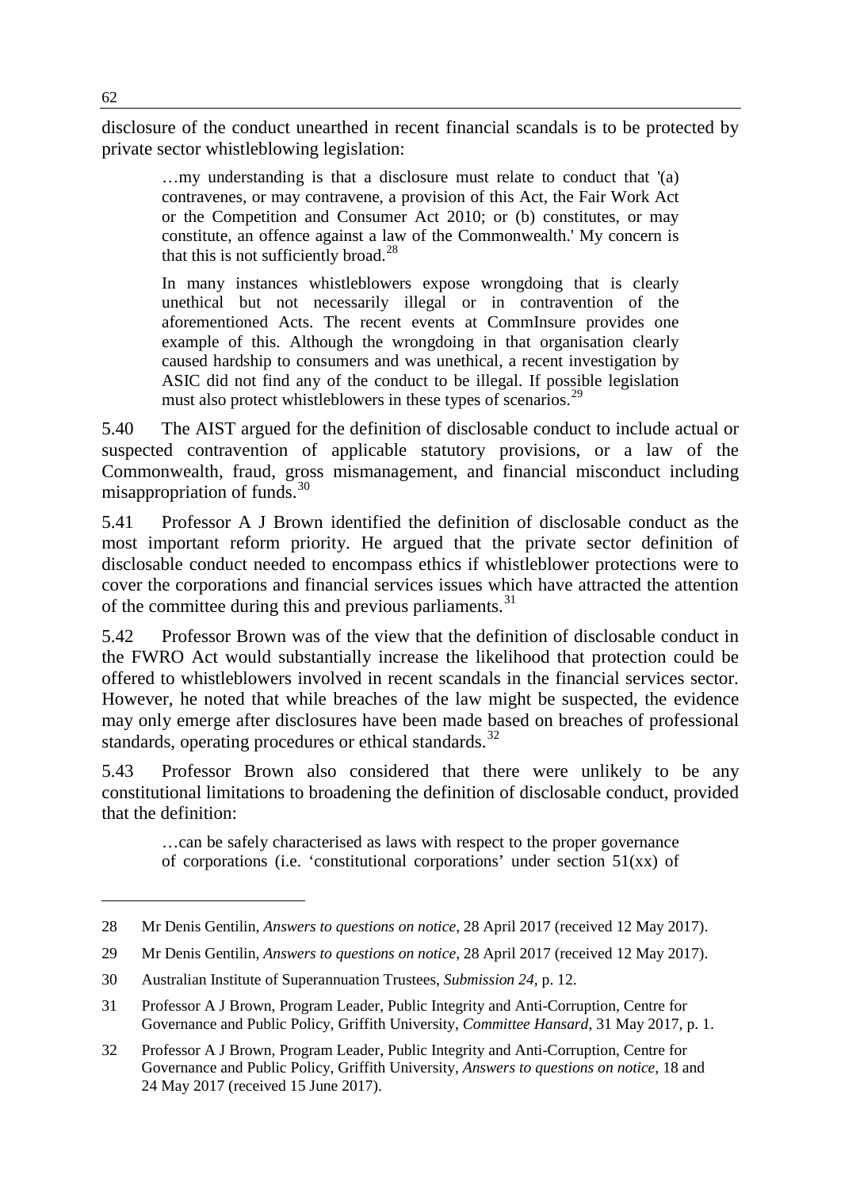disclosure of the conduct unearthed in recent financial scandals is to be protected by private sector whistleblowing legislation:

> …my understanding is that a disclosure must relate to conduct that '(a) contravenes, or may contravene, a provision of this Act, the Fair Work Act or the Competition and Consumer Act 2010; or (b) constitutes, or may constitute, an offence against a law of the Commonwealth.' My concern is that this is not sufficiently broad.[28]
>
> In many instances whistleblowers expose wrongdoing that is clearly unethical but not necessarily illegal or in contravention of the aforementioned Acts. The recent events at CommInsure provides one example of this. Although the wrongdoing in that organisation clearly caused hardship to consumers and was unethical, a recent investigation by ASIC did not find any of the conduct to be illegal. If possible legislation must also protect whistleblowers in these types of scenarios.[29]

5.40 The AIST argued for the definition of disclosable conduct to include actual or suspected contravention of applicable statutory provisions, or a law of the Commonwealth, fraud, gross mismanagement, and financial misconduct including misappropriation of funds.[30]

5.41 Professor A J Brown identified the definition of disclosable conduct as the most important reform priority. He argued that the private sector definition of disclosable conduct needed to encompass ethics if whistleblower protections were to cover the corporations and financial services issues which have attracted the attention of the committee during this and previous parliaments.[31]

5.42 Professor Brown was of the view that the definition of disclosable conduct in the FWRO Act would substantially increase the likelihood that protection could be offered to whistleblowers involved in recent scandals in the financial services sector. However, he noted that while breaches of the law might be suspected, the evidence may only emerge after disclosures have been made based on breaches of professional standards, operating procedures or ethical standards.[32]

5.43 Professor Brown also considered that there were unlikely to be any constitutional limitations to broadening the definition of disclosable conduct, provided that the definition:

> …can be safely characterised as laws with respect to the proper governance of corporations (i.e. 'constitutional corporations' under section 51(xx) of

---

28 Mr Denis Gentilin, *Answers to questions on notice*, 28 April 2017 (received 12 May 2017).

29 Mr Denis Gentilin, *Answers to questions on notice*, 28 April 2017 (received 12 May 2017).

30 Australian Institute of Superannuation Trustees, *Submission 24*, p. 12.

31 Professor A J Brown, Program Leader, Public Integrity and Anti-Corruption, Centre for Governance and Public Policy, Griffith University, *Committee Hansard*, 31 May 2017, p. 1.

32 Professor A J Brown, Program Leader, Public Integrity and Anti-Corruption, Centre for Governance and Public Policy, Griffith University, *Answers to questions on notice*, 18 and 24 May 2017 (received 15 June 2017).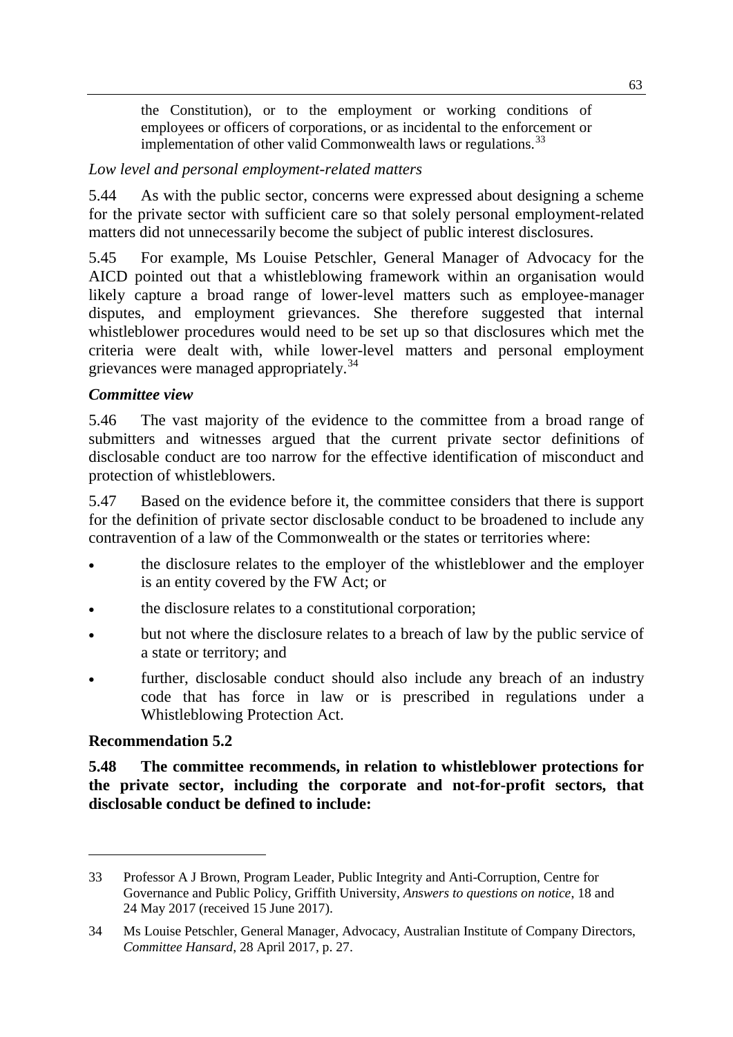the Constitution), or to the employment or working conditions of employees or officers of corporations, or as incidental to the enforcement or implementation of other valid Commonwealth laws or regulations.[33]

*Low level and personal employment-related matters*

5.44 As with the public sector, concerns were expressed about designing a scheme for the private sector with sufficient care so that solely personal employment-related matters did not unnecessarily become the subject of public interest disclosures.

5.45 For example, Ms Louise Petschler, General Manager of Advocacy for the AICD pointed out that a whistleblowing framework within an organisation would likely capture a broad range of lower-level matters such as employee-manager disputes, and employment grievances. She therefore suggested that internal whistleblower procedures would need to be set up so that disclosures which met the criteria were dealt with, while lower-level matters and personal employment grievances were managed appropriately.[34]

***Committee view***

5.46 The vast majority of the evidence to the committee from a broad range of submitters and witnesses argued that the current private sector definitions of disclosable conduct are too narrow for the effective identification of misconduct and protection of whistleblowers.

5.47 Based on the evidence before it, the committee considers that there is support for the definition of private sector disclosable conduct to be broadened to include any contravention of a law of the Commonwealth or the states or territories where:

- the disclosure relates to the employer of the whistleblower and the employer is an entity covered by the FW Act; or
- the disclosure relates to a constitutional corporation;
- but not where the disclosure relates to a breach of law by the public service of a state or territory; and
- further, disclosable conduct should also include any breach of an industry code that has force in law or is prescribed in regulations under a Whistleblowing Protection Act.

**Recommendation 5.2**

**5.48 The committee recommends, in relation to whistleblower protections for the private sector, including the corporate and not-for-profit sectors, that disclosable conduct be defined to include:**

---

33 Professor A J Brown, Program Leader, Public Integrity and Anti-Corruption, Centre for Governance and Public Policy, Griffith University, *Answers to questions on notice*, 18 and 24 May 2017 (received 15 June 2017).

34 Ms Louise Petschler, General Manager, Advocacy, Australian Institute of Company Directors, *Committee Hansard*, 28 April 2017, p. 27.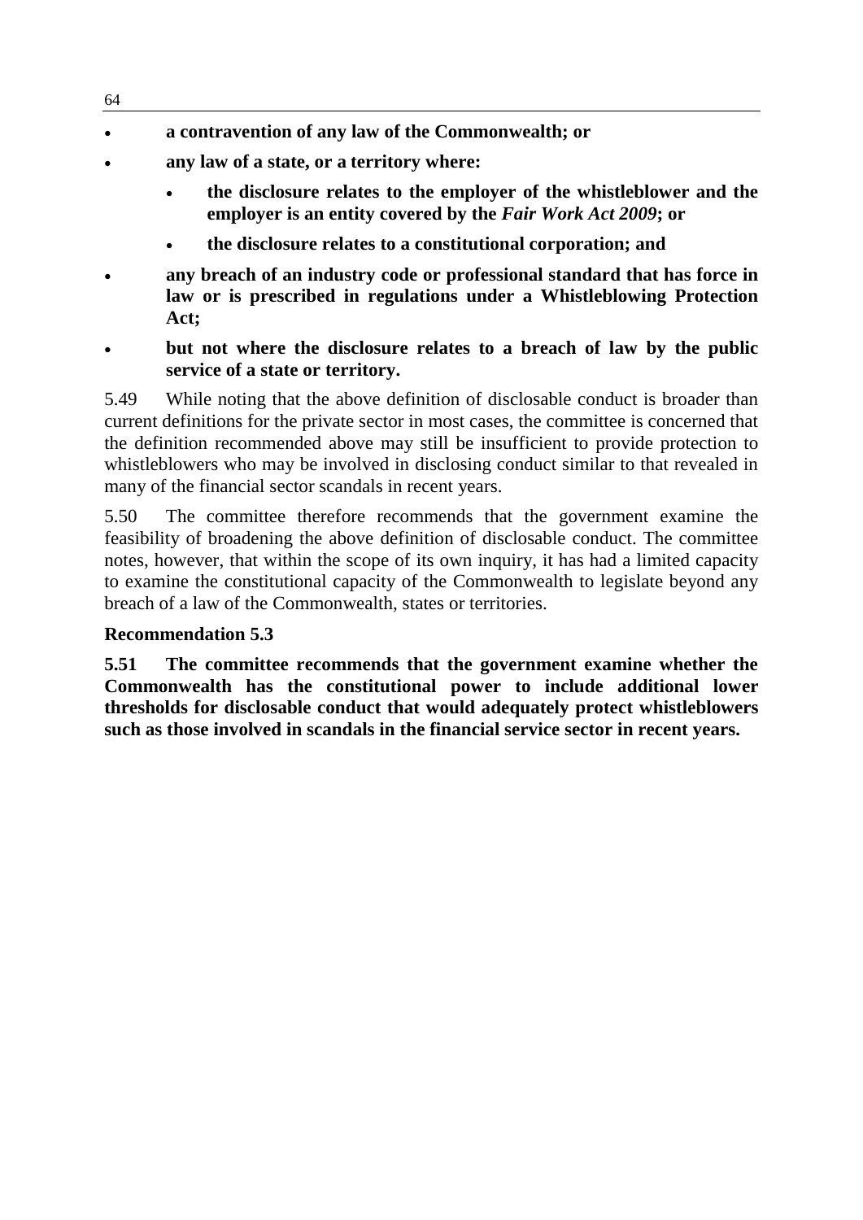- **a contravention of any law of the Commonwealth; or**
- **any law of a state, or a territory where:**
  - **the disclosure relates to the employer of the whistleblower and the employer is an entity covered by the *Fair Work Act 2009*; or**
  - **the disclosure relates to a constitutional corporation; and**
- **any breach of an industry code or professional standard that has force in law or is prescribed in regulations under a Whistleblowing Protection Act;**
- **but not where the disclosure relates to a breach of law by the public service of a state or territory.**

5.49 While noting that the above definition of disclosable conduct is broader than current definitions for the private sector in most cases, the committee is concerned that the definition recommended above may still be insufficient to provide protection to whistleblowers who may be involved in disclosing conduct similar to that revealed in many of the financial sector scandals in recent years.

5.50 The committee therefore recommends that the government examine the feasibility of broadening the above definition of disclosable conduct. The committee notes, however, that within the scope of its own inquiry, it has had a limited capacity to examine the constitutional capacity of the Commonwealth to legislate beyond any breach of a law of the Commonwealth, states or territories.

**Recommendation 5.3**

**5.51 The committee recommends that the government examine whether the Commonwealth has the constitutional power to include additional lower thresholds for disclosable conduct that would adequately protect whistleblowers such as those involved in scandals in the financial service sector in recent years.**